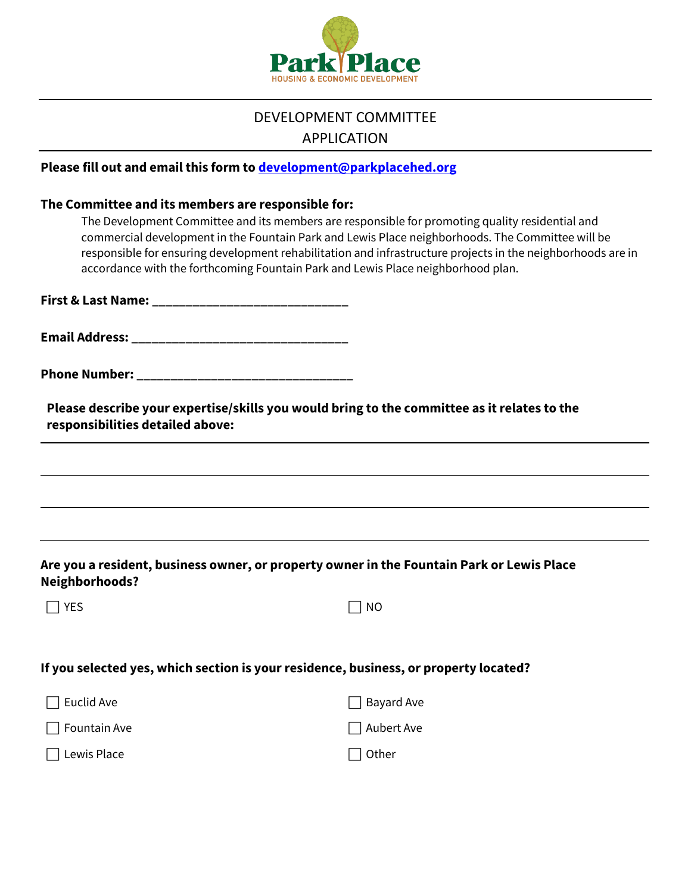Park Place

HOUSING & ECONOMIC DEVELOPMENT

# DEVELOPMENT COMMITTEE APPLICATION

**Please fill out and email this form to development@parkplacehed.org**

**The Committee and its members are responsible for:**

The Development Committee and its members are responsible for promoting quality residential and commercial development in the Fountain Park and Lewis Place neighborhoods. The Committee will be responsible for ensuring development rehabilitation and infrastructure projects in the neighborhoods are in accordance with the forthcoming Fountain Park and Lewis Place neighborhood plan.

**First & Last Name:** ______________________________

**Email Address:** _________________________________

**Phone Number:** ________________________________

**Please describe your expertise/skills you would bring to the committee as it relates to the responsibilities detailed above:**

______________________________________________________________________

______________________________________________________________________

______________________________________________________________________

______________________________________________________________________

**Are you a resident, business owner, or property owner in the Fountain Park or Lewis Place Neighborhoods?**

- [ ] YES
- [ ] NO

**If you selected yes, which section is your residence, business, or property located?**

- [ ] Euclid Ave
- [ ] Fountain Ave
- [ ] Lewis Place
- [ ] Bayard Ave
- [ ] Aubert Ave
- [ ] Other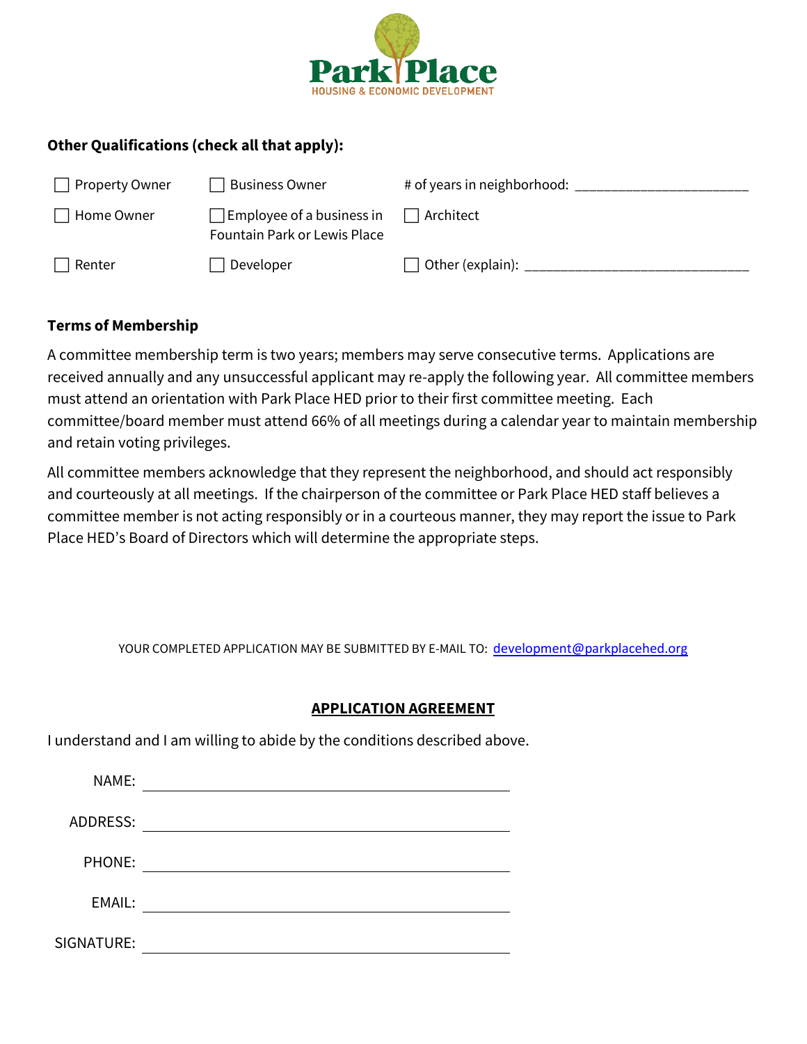Park Place
HOUSING & ECONOMIC DEVELOPMENT

**Other Qualifications (check all that apply):**

| | | |
|---|---|---|
| ☐ Property Owner | ☐ Business Owner | # of years in neighborhood: ______________________ |
| ☐ Home Owner | ☐ Employee of a business in Fountain Park or Lewis Place | ☐ Architect |
| ☐ Renter | ☐ Developer | ☐ Other (explain): ______________________________ |

**Terms of Membership**

A committee membership term is two years; members may serve consecutive terms. Applications are received annually and any unsuccessful applicant may re-apply the following year. All committee members must attend an orientation with Park Place HED prior to their first committee meeting. Each committee/board member must attend 66% of all meetings during a calendar year to maintain membership and retain voting privileges.

All committee members acknowledge that they represent the neighborhood, and should act responsibly and courteously at all meetings. If the chairperson of the committee or Park Place HED staff believes a committee member is not acting responsibly or in a courteous manner, they may report the issue to Park Place HED's Board of Directors which will determine the appropriate steps.

YOUR COMPLETED APPLICATION MAY BE SUBMITTED BY E-MAIL TO: development@parkplacehed.org

**APPLICATION AGREEMENT**

I understand and I am willing to abide by the conditions described above.

NAME: ______________________________

ADDRESS: ______________________________

PHONE: ______________________________

EMAIL: ______________________________

SIGNATURE: ______________________________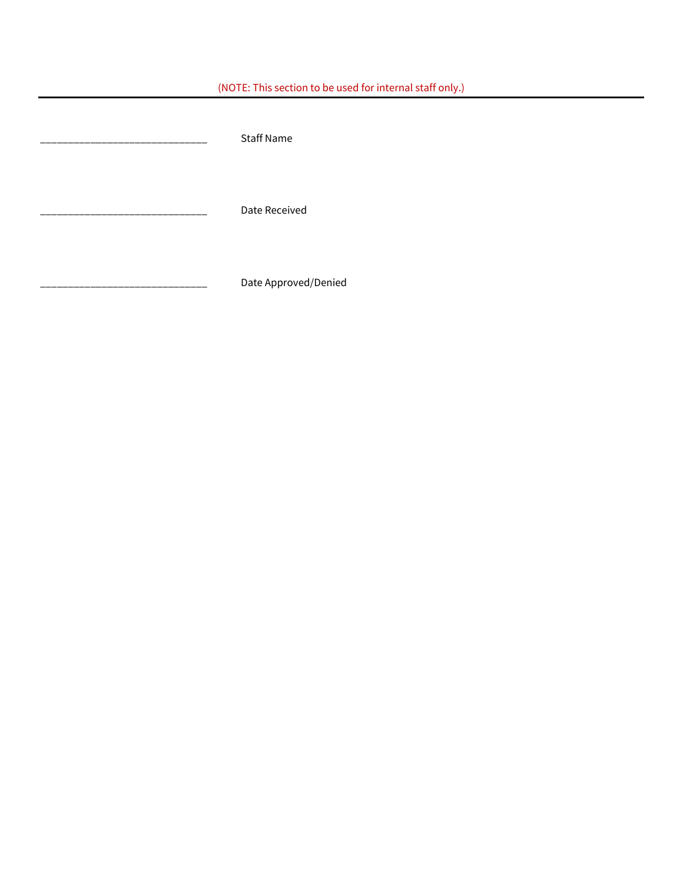(NOTE: This section to be used for internal staff only.)

---

______________________________ Staff Name

______________________________ Date Received

______________________________ Date Approved/Denied